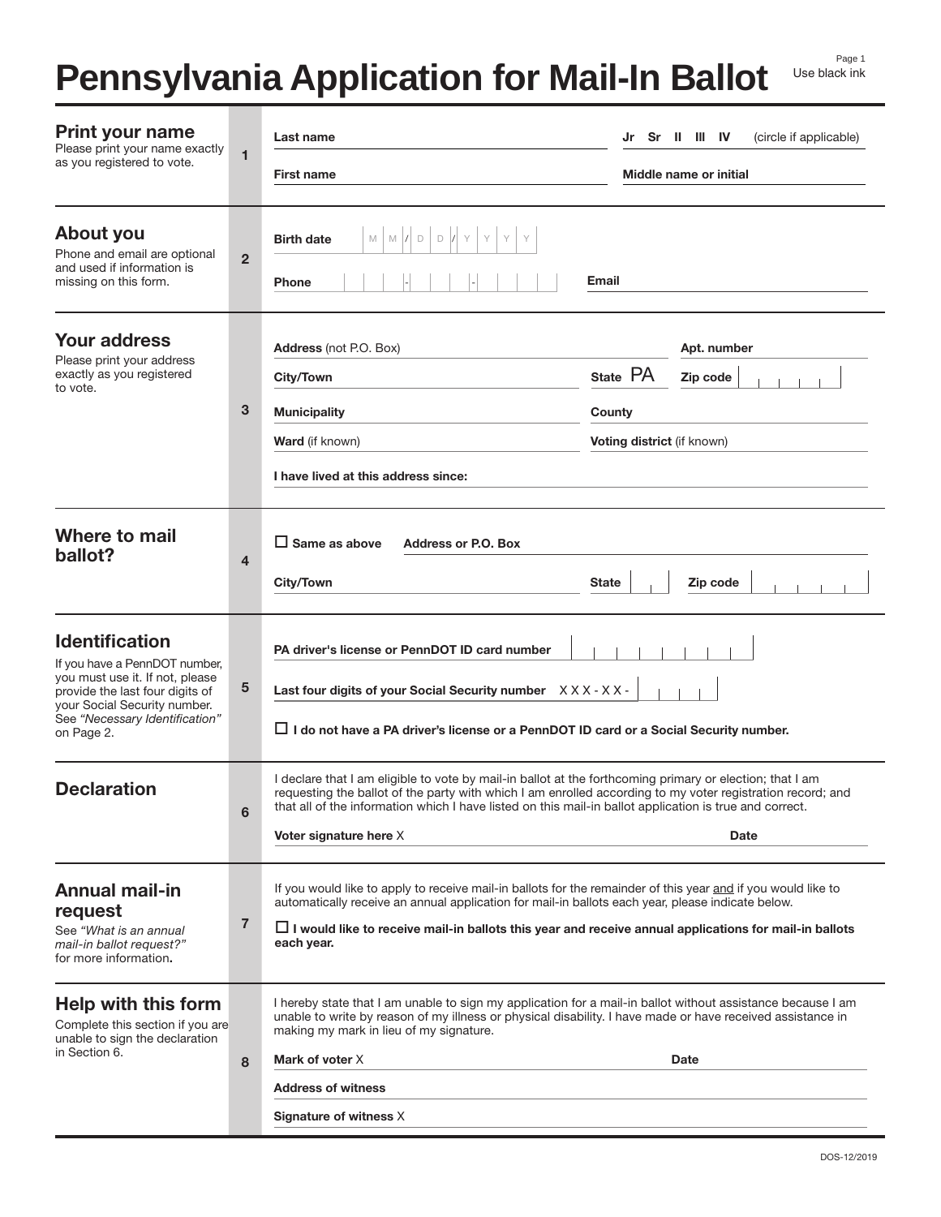# Pennsylvania Application for Mail-In Ballot

Use black ink

## 1 Print your name

Please print your name exactly as you registered to vote.

**Last name** ______________________ **Jr Sr II III IV** (circle if applicable)

**First name** ______________________ **Middle name or initial** ______________________

## 2 About you

Phone and email are optional and used if information is missing on this form.

**Birth date** M M / D D / Y Y Y Y

**Phone** ___ - ___ - ____ **Email** ______________________

## 3 Your address

Please print your address exactly as you registered to vote.

**Address** (not P.O. Box) ______________________ **Apt. number** ________

**City/Town** ______________________ **State** PA **Zip code** ________

**Municipality** ______________________ **County** ______________________

**Ward** (if known) ______________________ **Voting district** (if known) ______________________

**I have lived at this address since:** ______________________

## 4 Where to mail ballot?

☐ **Same as above** **Address or P.O. Box** ______________________

**City/Town** ______________________ **State** ____ **Zip code** ________

## 5 Identification

If you have a PennDOT number, you must use it. If not, please provide the last four digits of your Social Security number. See *"Necessary Identification"* on Page 2.

**PA driver's license or PennDOT ID card number** ________

**Last four digits of your Social Security number** X X X - X X - ____

☐ **I do not have a PA driver's license or a PennDOT ID card or a Social Security number.**

## 6 Declaration

I declare that I am eligible to vote by mail-in ballot at the forthcoming primary or election; that I am requesting the ballot of the party with which I am enrolled according to my voter registration record; and that all of the information which I have listed on this mail-in ballot application is true and correct.

**Voter signature here** X ______________________ **Date** ________

## 7 Annual mail-in request

See *"What is an annual mail-in ballot request?"* for more information**.**

If you would like to apply to receive mail-in ballots for the remainder of this year and if you would like to automatically receive an annual application for mail-in ballots each year, please indicate below.

☐ **I would like to receive mail-in ballots this year and receive annual applications for mail-in ballots each year.**

## 8 Help with this form

Complete this section if you are unable to sign the declaration in Section 6.

I hereby state that I am unable to sign my application for a mail-in ballot without assistance because I am unable to write by reason of my illness or physical disability. I have made or have received assistance in making my mark in lieu of my signature.

**Mark of voter** X ______________________ **Date** ________

**Address of witness** ______________________

**Signature of witness** X ______________________

DOS-12/2019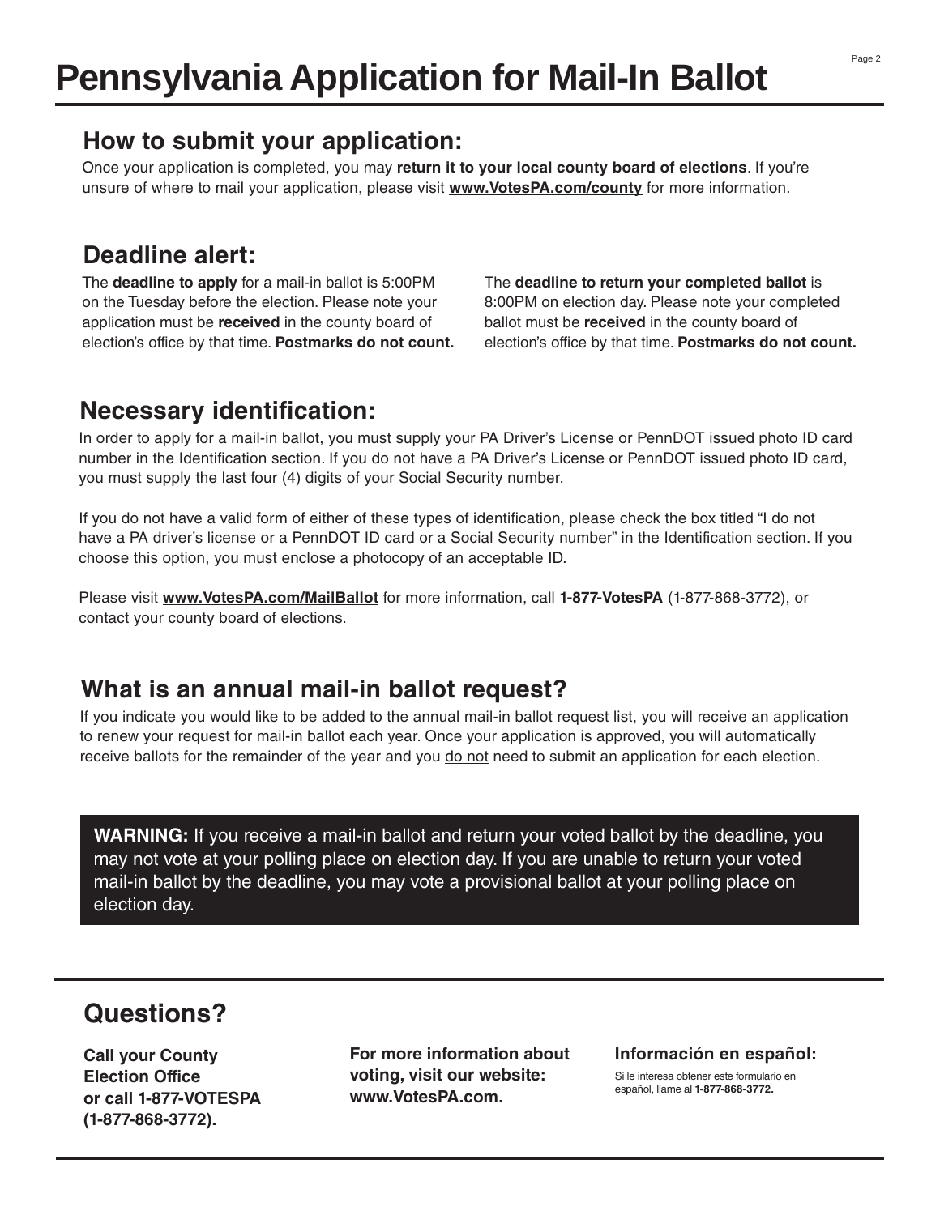# Pennsylvania Application for Mail-In Ballot

## How to submit your application:

Once your application is completed, you may **return it to your local county board of elections**. If you're unsure of where to mail your application, please visit **www.VotesPA.com/county** for more information.

## Deadline alert:

The **deadline to apply** for a mail-in ballot is 5:00PM on the Tuesday before the election. Please note your application must be **received** in the county board of election's office by that time. **Postmarks do not count.**

The **deadline to return your completed ballot** is 8:00PM on election day. Please note your completed ballot must be **received** in the county board of election's office by that time. **Postmarks do not count.**

## Necessary identification:

In order to apply for a mail-in ballot, you must supply your PA Driver's License or PennDOT issued photo ID card number in the Identification section. If you do not have a PA Driver's License or PennDOT issued photo ID card, you must supply the last four (4) digits of your Social Security number.

If you do not have a valid form of either of these types of identification, please check the box titled "I do not have a PA driver's license or a PennDOT ID card or a Social Security number" in the Identification section. If you choose this option, you must enclose a photocopy of an acceptable ID.

Please visit **www.VotesPA.com/MailBallot** for more information, call **1-877-VotesPA** (1-877-868-3772), or contact your county board of elections.

## What is an annual mail-in ballot request?

If you indicate you would like to be added to the annual mail-in ballot request list, you will receive an application to renew your request for mail-in ballot each year. Once your application is approved, you will automatically receive ballots for the remainder of the year and you do not need to submit an application for each election.

**WARNING:** If you receive a mail-in ballot and return your voted ballot by the deadline, you may not vote at your polling place on election day. If you are unable to return your voted mail-in ballot by the deadline, you may vote a provisional ballot at your polling place on election day.

## Questions?

**Call your County Election Office or call 1-877-VOTESPA (1-877-868-3772).**

**For more information about voting, visit our website: www.VotesPA.com.**

**Información en español:**

Si le interesa obtener este formulario en español, llame al **1-877-868-3772.**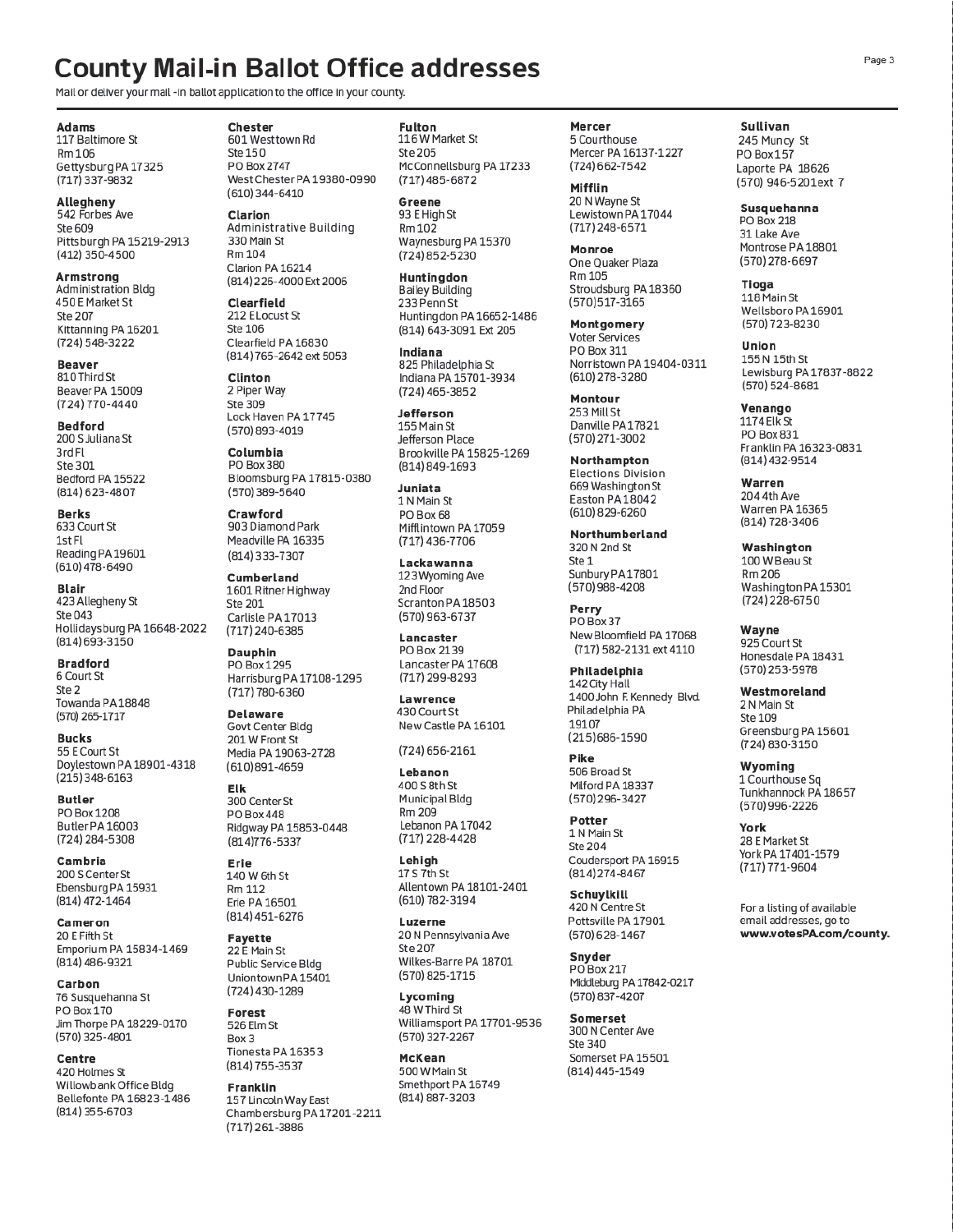# County Mail-in Ballot Office addresses

Mail or deliver your mail -in ballot application to the office in your county.

**Adams**
117 Baltimore St
Rm 106
Gettysburg PA 17325
(717) 337-9832

**Allegheny**
542 Forbes Ave
Ste 609
Pittsburgh PA 15219-2913
(412) 350-4500

**Armstrong**
Administration Bldg
450 E Market St
Ste 207
Kittanning PA 16201
(724) 548-3222

**Beaver**
810 Third St
Beaver PA 15009
(724) 770-4440

**Bedford**
200 S Juliana St
3rd Fl
Ste 301
Bedford PA 15522
(814) 623-4807

**Berks**
633 Court St
1st Fl
Reading PA 19601
(610) 478-6490

**Blair**
423 Allegheny St
Ste 043
Hollidaysburg PA 16648-2022
(814) 693-3150

**Bradford**
6 Court St
Ste 2
Towanda PA 18848
(570) 265-1717

**Bucks**
55 E Court St
Doylestown PA 18901-4318
(215) 348-6163

**Butler**
PO Box 1208
Butler PA 16003
(724) 284-5308

**Cambria**
200 S Center St
Ebensburg PA 15931
(814) 472-1464

**Cameron**
20 E Fifth St
Emporium PA 15834-1469
(814) 486-9321

**Carbon**
76 Susquehanna St
PO Box 170
Jim Thorpe PA 18229-0170
(570) 325-4801

**Centre**
420 Holmes St
Willowbank Office Bldg
Bellefonte PA 16823-1486
(814) 355-6703

**Chester**
601 Westtown Rd
Ste 150
PO Box 2747
West Chester PA 19380-0990
(610) 344-6410

**Clarion**
Administrative Building
330 Main St
Rm 104
Clarion PA 16214
(814) 226-4000 Ext 2006

**Clearfield**
212 E Locust St
Ste 106
Clearfield PA 16830
(814) 765-2642 ext 5053

**Clinton**
2 Piper Way
Ste 309
Lock Haven PA 17745
(570) 893-4019

**Columbia**
PO Box 380
Bloomsburg PA 17815-0380
(570) 389-5640

**Crawford**
903 Diamond Park
Meadville PA 16335
(814) 333-7307

**Cumberland**
1601 Ritner Highway
Ste 201
Carlisle PA 17013
(717) 240-6385

**Dauphin**
PO Box 1295
Harrisburg PA 17108-1295
(717) 780-6360

**Delaware**
Govt Center Bldg
201 W Front St
Media PA 19063-2728
(610) 891-4659

**Elk**
300 Center St
PO Box 448
Ridgway PA 15853-0448
(814) 776-5337

**Erie**
140 W 6th St
Rm 112
Erie PA 16501
(814) 451-6276

**Fayette**
22 E Main St
Public Service Bldg
Uniontown PA 15401
(724) 430-1289

**Forest**
526 Elm St
Box 3
Tionesta PA 16353
(814) 755-3537

**Franklin**
157 Lincoln Way East
Chambersburg PA 17201-2211
(717) 261-3886

**Fulton**
116 W Market St
Ste 205
McConnellsburg PA 17233
(717) 485-6872

**Greene**
93 E High St
Rm 102
Waynesburg PA 15370
(724) 852-5230

**Huntingdon**
Bailey Building
233 Penn St
Huntingdon PA 16652-1486
(814) 643-3091 Ext 205

**Indiana**
825 Philadelphia St
Indiana PA 15701-3934
(724) 465-3852

**Jefferson**
155 Main St
Jefferson Place
Brookville PA 15825-1269
(814) 849-1693

**Juniata**
1 N Main St
PO Box 68
Mifflintown PA 17059
(717) 436-7706

**Lackawanna**
123 Wyoming Ave
2nd Floor
Scranton PA 18503
(570) 963-6737

**Lancaster**
PO Box 2139
Lancaster PA 17608
(717) 299-8293

**Lawrence**
430 Court St
New Castle PA 16101
(724) 656-2161

**Lebanon**
400 S 8th St
Municipal Bldg
Rm 209
Lebanon PA 17042
(717) 228-4428

**Lehigh**
17 S 7th St
Allentown PA 18101-2401
(610) 782-3194

**Luzerne**
20 N Pennsylvania Ave
Ste 207
Wilkes-Barre PA 18701
(570) 825-1715

**Lycoming**
48 W Third St
Williamsport PA 17701-9536
(570) 327-2267

**McKean**
500 W Main St
Smethport PA 16749
(814) 887-3203

**Mercer**
5 Courthouse
Mercer PA 16137-1227
(724) 662-7542

**Mifflin**
20 N Wayne St
Lewistown PA 17044
(717) 248-6571

**Monroe**
One Quaker Plaza
Rm 105
Stroudsburg PA 18360
(570) 517-3165

**Montgomery**
Voter Services
PO Box 311
Norristown PA 19404-0311
(610) 278-3280

**Montour**
253 Mill St
Danville PA 17821
(570) 271-3002

**Northampton**
Elections Division
669 Washington St
Easton PA 18042
(610) 829-6260

**Northumberland**
320 N 2nd St
Ste 1
Sunbury PA 17801
(570) 988-4208

**Perry**
PO Box 37
New Bloomfield PA 17068
(717) 582-2131 ext 4110

**Philadelphia**
142 City Hall
1400 John F. Kennedy Blvd.
Philadelphia PA
19107
(215) 686-1590

**Pike**
506 Broad St
Milford PA 18337
(570) 296-3427

**Potter**
1 N Main St
Ste 204
Coudersport PA 16915
(814) 274-8467

**Schuylkill**
420 N Centre St
Pottsville PA 17901
(570) 628-1467

**Snyder**
PO Box 217
Middleburg PA 17842-0217
(570) 837-4207

**Somerset**
300 N Center Ave
Ste 340
Somerset PA 15501
(814) 445-1549

**Sullivan**
245 Muncy St
PO Box 157
Laporte PA 18626
(570) 946-5201 ext 7

**Susquehanna**
PO Box 218
31 Lake Ave
Montrose PA 18801
(570) 278-6697

**Tioga**
118 Main St
Wellsboro PA 16901
(570) 723-8230

**Union**
155 N 15th St
Lewisburg PA 17837-8822
(570) 524-8681

**Venango**
1174 Elk St
PO Box 831
Franklin PA 16323-0831
(814) 432-9514

**Warren**
204 4th Ave
Warren PA 16365
(814) 728-3406

**Washington**
100 W Beau St
Rm 206
Washington PA 15301
(724) 228-6750

**Wayne**
925 Court St
Honesdale PA 18431
(570) 253-5978

**Westmoreland**
2 N Main St
Ste 109
Greensburg PA 15601
(724) 830-3150

**Wyoming**
1 Courthouse Sq
Tunkhannock PA 18657
(570) 996-2226

**York**
28 E Market St
York PA 17401-1579
(717) 771-9604

For a listing of available email addresses, go to **www.votesPA.com/county.**